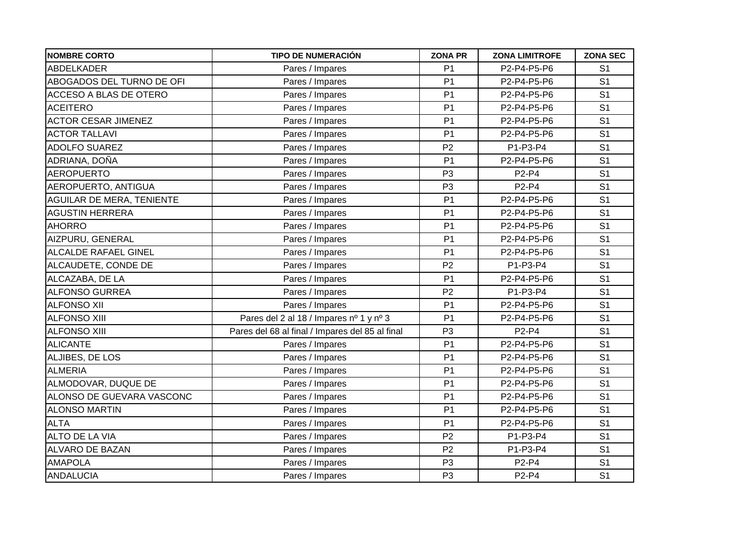| NOMBRE CORTO | TIPO DE NUMERACIÓN | ZONA PR | ZONA LIMITROFE | ZONA SEC |
|---|---|---|---|---|
| ABDELKADER | Pares / Impares | P1 | P2-P4-P5-P6 | S1 |
| ABOGADOS DEL TURNO DE OFI | Pares / Impares | P1 | P2-P4-P5-P6 | S1 |
| ACCESO A BLAS DE OTERO | Pares / Impares | P1 | P2-P4-P5-P6 | S1 |
| ACEITERO | Pares / Impares | P1 | P2-P4-P5-P6 | S1 |
| ACTOR CESAR JIMENEZ | Pares / Impares | P1 | P2-P4-P5-P6 | S1 |
| ACTOR TALLAVI | Pares / Impares | P1 | P2-P4-P5-P6 | S1 |
| ADOLFO SUAREZ | Pares / Impares | P2 | P1-P3-P4 | S1 |
| ADRIANA, DOÑA | Pares / Impares | P1 | P2-P4-P5-P6 | S1 |
| AEROPUERTO | Pares / Impares | P3 | P2-P4 | S1 |
| AEROPUERTO, ANTIGUA | Pares / Impares | P3 | P2-P4 | S1 |
| AGUILAR DE MERA, TENIENTE | Pares / Impares | P1 | P2-P4-P5-P6 | S1 |
| AGUSTIN HERRERA | Pares / Impares | P1 | P2-P4-P5-P6 | S1 |
| AHORRO | Pares / Impares | P1 | P2-P4-P5-P6 | S1 |
| AIZPURU, GENERAL | Pares / Impares | P1 | P2-P4-P5-P6 | S1 |
| ALCALDE RAFAEL GINEL | Pares / Impares | P1 | P2-P4-P5-P6 | S1 |
| ALCAUDETE, CONDE DE | Pares / Impares | P2 | P1-P3-P4 | S1 |
| ALCAZABA, DE LA | Pares / Impares | P1 | P2-P4-P5-P6 | S1 |
| ALFONSO GURREA | Pares / Impares | P2 | P1-P3-P4 | S1 |
| ALFONSO XII | Pares / Impares | P1 | P2-P4-P5-P6 | S1 |
| ALFONSO XIII | Pares del 2 al 18 / Impares nº 1 y nº 3 | P1 | P2-P4-P5-P6 | S1 |
| ALFONSO XIII | Pares del 68 al final / Impares del 85 al final | P3 | P2-P4 | S1 |
| ALICANTE | Pares / Impares | P1 | P2-P4-P5-P6 | S1 |
| ALJIBES, DE LOS | Pares / Impares | P1 | P2-P4-P5-P6 | S1 |
| ALMERIA | Pares / Impares | P1 | P2-P4-P5-P6 | S1 |
| ALMODOVAR, DUQUE DE | Pares / Impares | P1 | P2-P4-P5-P6 | S1 |
| ALONSO DE GUEVARA VASCONC | Pares / Impares | P1 | P2-P4-P5-P6 | S1 |
| ALONSO MARTIN | Pares / Impares | P1 | P2-P4-P5-P6 | S1 |
| ALTA | Pares / Impares | P1 | P2-P4-P5-P6 | S1 |
| ALTO DE LA VIA | Pares / Impares | P2 | P1-P3-P4 | S1 |
| ALVARO DE BAZAN | Pares / Impares | P2 | P1-P3-P4 | S1 |
| AMAPOLA | Pares / Impares | P3 | P2-P4 | S1 |
| ANDALUCIA | Pares / Impares | P3 | P2-P4 | S1 |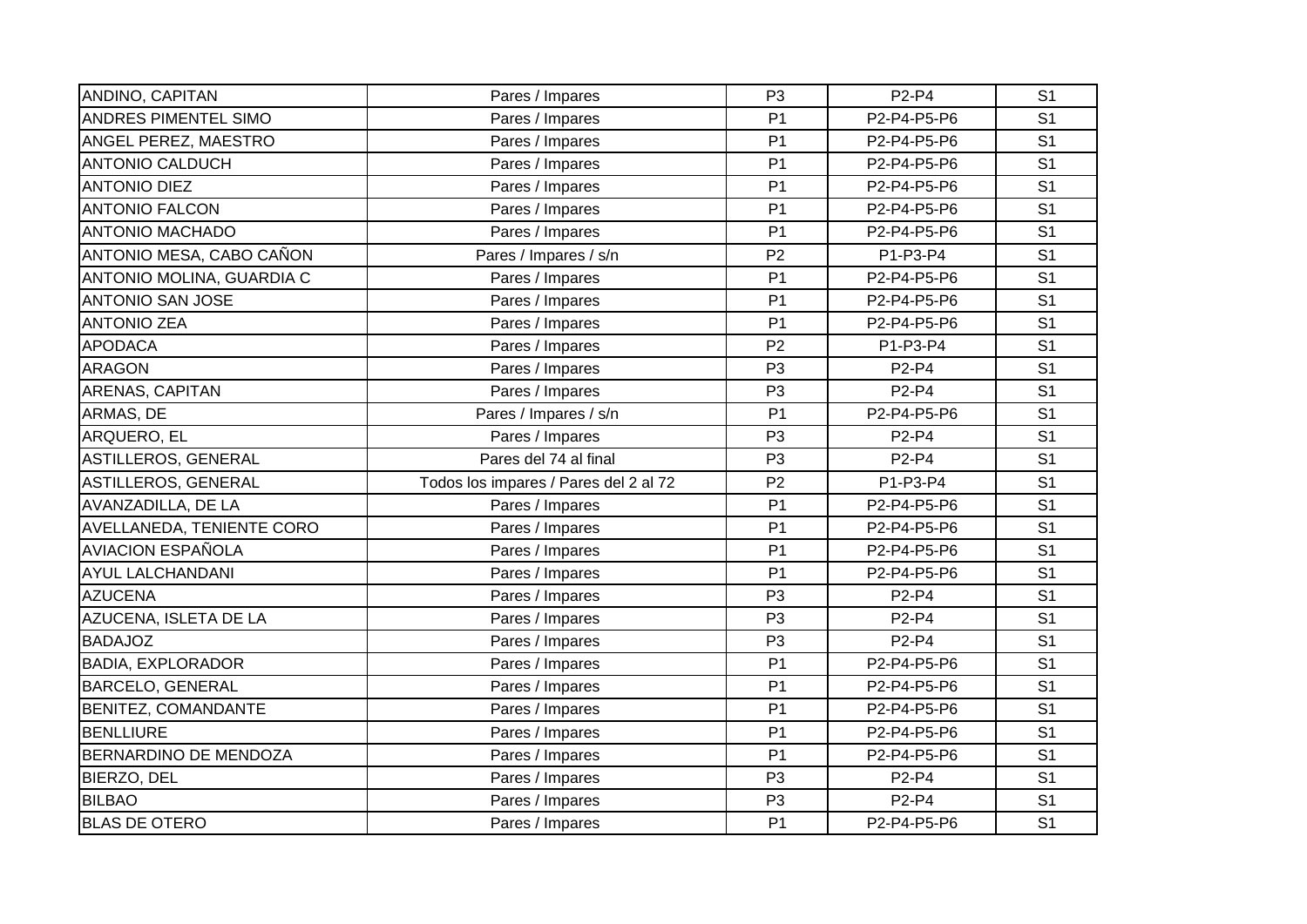| ANDINO, CAPITAN | Pares / Impares | P3 | P2-P4 | S1 |
|---|---|---|---|---|
| ANDRES PIMENTEL SIMO | Pares / Impares | P1 | P2-P4-P5-P6 | S1 |
| ANGEL PEREZ, MAESTRO | Pares / Impares | P1 | P2-P4-P5-P6 | S1 |
| ANTONIO CALDUCH | Pares / Impares | P1 | P2-P4-P5-P6 | S1 |
| ANTONIO DIEZ | Pares / Impares | P1 | P2-P4-P5-P6 | S1 |
| ANTONIO FALCON | Pares / Impares | P1 | P2-P4-P5-P6 | S1 |
| ANTONIO MACHADO | Pares / Impares | P1 | P2-P4-P5-P6 | S1 |
| ANTONIO MESA, CABO CAÑON | Pares / Impares / s/n | P2 | P1-P3-P4 | S1 |
| ANTONIO MOLINA, GUARDIA C | Pares / Impares | P1 | P2-P4-P5-P6 | S1 |
| ANTONIO SAN JOSE | Pares / Impares | P1 | P2-P4-P5-P6 | S1 |
| ANTONIO ZEA | Pares / Impares | P1 | P2-P4-P5-P6 | S1 |
| APODACA | Pares / Impares | P2 | P1-P3-P4 | S1 |
| ARAGON | Pares / Impares | P3 | P2-P4 | S1 |
| ARENAS, CAPITAN | Pares / Impares | P3 | P2-P4 | S1 |
| ARMAS, DE | Pares / Impares / s/n | P1 | P2-P4-P5-P6 | S1 |
| ARQUERO, EL | Pares / Impares | P3 | P2-P4 | S1 |
| ASTILLEROS, GENERAL | Pares del 74 al final | P3 | P2-P4 | S1 |
| ASTILLEROS, GENERAL | Todos los impares / Pares del 2 al 72 | P2 | P1-P3-P4 | S1 |
| AVANZADILLA, DE LA | Pares / Impares | P1 | P2-P4-P5-P6 | S1 |
| AVELLANEDA, TENIENTE CORO | Pares / Impares | P1 | P2-P4-P5-P6 | S1 |
| AVIACION ESPAÑOLA | Pares / Impares | P1 | P2-P4-P5-P6 | S1 |
| AYUL LALCHANDANI | Pares / Impares | P1 | P2-P4-P5-P6 | S1 |
| AZUCENA | Pares / Impares | P3 | P2-P4 | S1 |
| AZUCENA, ISLETA DE LA | Pares / Impares | P3 | P2-P4 | S1 |
| BADAJOZ | Pares / Impares | P3 | P2-P4 | S1 |
| BADIA, EXPLORADOR | Pares / Impares | P1 | P2-P4-P5-P6 | S1 |
| BARCELO, GENERAL | Pares / Impares | P1 | P2-P4-P5-P6 | S1 |
| BENITEZ, COMANDANTE | Pares / Impares | P1 | P2-P4-P5-P6 | S1 |
| BENLLIURE | Pares / Impares | P1 | P2-P4-P5-P6 | S1 |
| BERNARDINO DE MENDOZA | Pares / Impares | P1 | P2-P4-P5-P6 | S1 |
| BIERZO, DEL | Pares / Impares | P3 | P2-P4 | S1 |
| BILBAO | Pares / Impares | P3 | P2-P4 | S1 |
| BLAS DE OTERO | Pares / Impares | P1 | P2-P4-P5-P6 | S1 |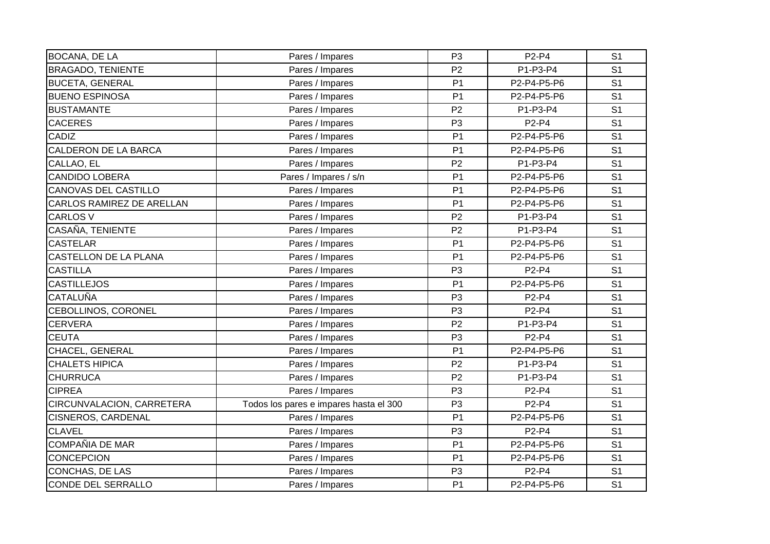| BOCANA, DE LA | Pares / Impares | P3 | P2-P4 | S1 |
|---|---|---|---|---|
| BRAGADO, TENIENTE | Pares / Impares | P2 | P1-P3-P4 | S1 |
| BUCETA, GENERAL | Pares / Impares | P1 | P2-P4-P5-P6 | S1 |
| BUENO ESPINOSA | Pares / Impares | P1 | P2-P4-P5-P6 | S1 |
| BUSTAMANTE | Pares / Impares | P2 | P1-P3-P4 | S1 |
| CACERES | Pares / Impares | P3 | P2-P4 | S1 |
| CADIZ | Pares / Impares | P1 | P2-P4-P5-P6 | S1 |
| CALDERON DE LA BARCA | Pares / Impares | P1 | P2-P4-P5-P6 | S1 |
| CALLAO, EL | Pares / Impares | P2 | P1-P3-P4 | S1 |
| CANDIDO LOBERA | Pares / Impares / s/n | P1 | P2-P4-P5-P6 | S1 |
| CANOVAS DEL CASTILLO | Pares / Impares | P1 | P2-P4-P5-P6 | S1 |
| CARLOS RAMIREZ DE ARELLAN | Pares / Impares | P1 | P2-P4-P5-P6 | S1 |
| CARLOS V | Pares / Impares | P2 | P1-P3-P4 | S1 |
| CASAÑA, TENIENTE | Pares / Impares | P2 | P1-P3-P4 | S1 |
| CASTELAR | Pares / Impares | P1 | P2-P4-P5-P6 | S1 |
| CASTELLON DE LA PLANA | Pares / Impares | P1 | P2-P4-P5-P6 | S1 |
| CASTILLA | Pares / Impares | P3 | P2-P4 | S1 |
| CASTILLEJOS | Pares / Impares | P1 | P2-P4-P5-P6 | S1 |
| CATALUÑA | Pares / Impares | P3 | P2-P4 | S1 |
| CEBOLLINOS, CORONEL | Pares / Impares | P3 | P2-P4 | S1 |
| CERVERA | Pares / Impares | P2 | P1-P3-P4 | S1 |
| CEUTA | Pares / Impares | P3 | P2-P4 | S1 |
| CHACEL, GENERAL | Pares / Impares | P1 | P2-P4-P5-P6 | S1 |
| CHALETS HIPICA | Pares / Impares | P2 | P1-P3-P4 | S1 |
| CHURRUCA | Pares / Impares | P2 | P1-P3-P4 | S1 |
| CIPREA | Pares / Impares | P3 | P2-P4 | S1 |
| CIRCUNVALACION, CARRETERA | Todos los pares e impares hasta el 300 | P3 | P2-P4 | S1 |
| CISNEROS, CARDENAL | Pares / Impares | P1 | P2-P4-P5-P6 | S1 |
| CLAVEL | Pares / Impares | P3 | P2-P4 | S1 |
| COMPAÑIA DE MAR | Pares / Impares | P1 | P2-P4-P5-P6 | S1 |
| CONCEPCION | Pares / Impares | P1 | P2-P4-P5-P6 | S1 |
| CONCHAS, DE LAS | Pares / Impares | P3 | P2-P4 | S1 |
| CONDE DEL SERRALLO | Pares / Impares | P1 | P2-P4-P5-P6 | S1 |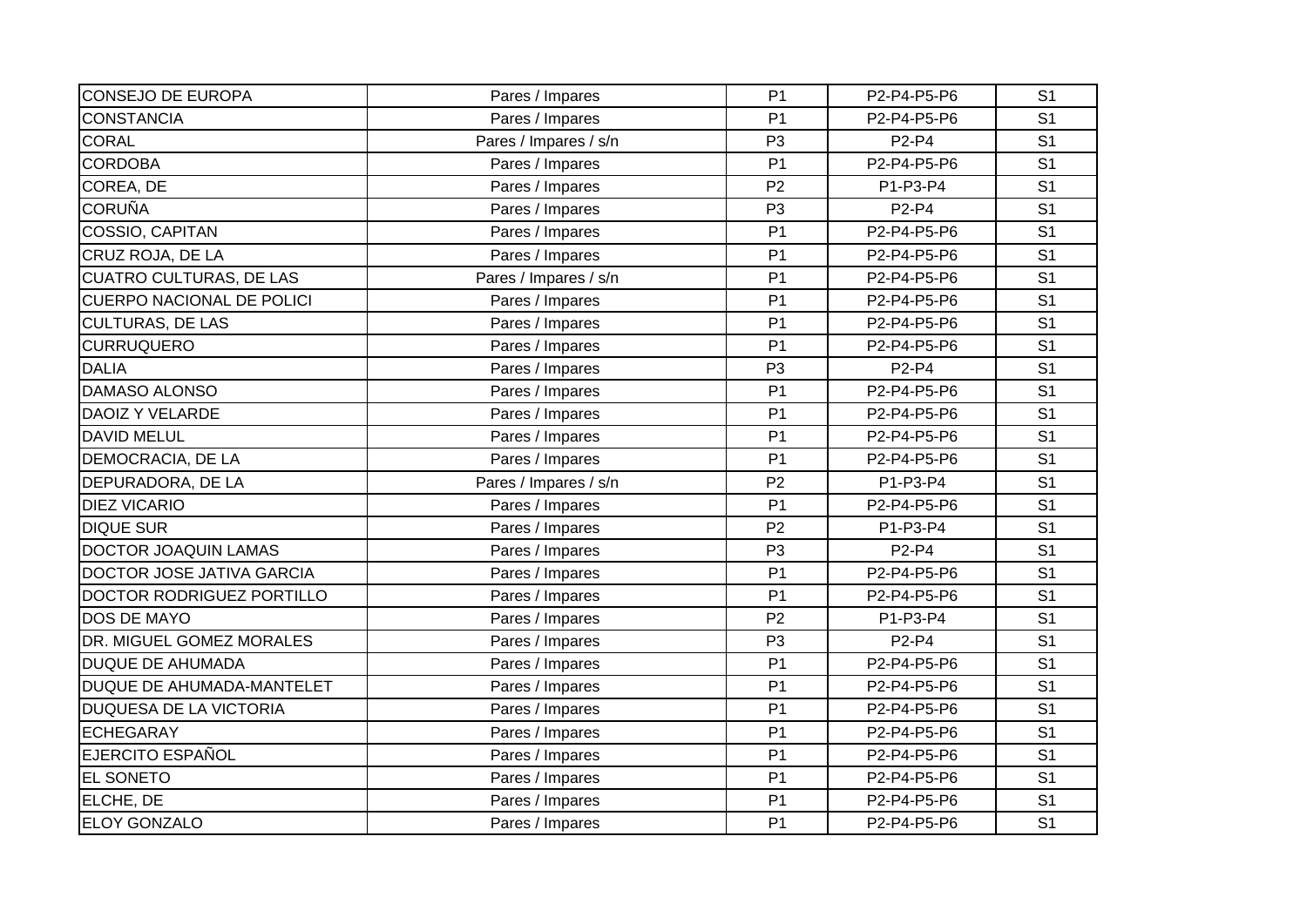| | | | | |
|---|---|---|---|---|
| CONSEJO DE EUROPA | Pares / Impares | P1 | P2-P4-P5-P6 | S1 |
| CONSTANCIA | Pares / Impares | P1 | P2-P4-P5-P6 | S1 |
| CORAL | Pares / Impares / s/n | P3 | P2-P4 | S1 |
| CORDOBA | Pares / Impares | P1 | P2-P4-P5-P6 | S1 |
| COREA, DE | Pares / Impares | P2 | P1-P3-P4 | S1 |
| CORUÑA | Pares / Impares | P3 | P2-P4 | S1 |
| COSSIO, CAPITAN | Pares / Impares | P1 | P2-P4-P5-P6 | S1 |
| CRUZ ROJA, DE LA | Pares / Impares | P1 | P2-P4-P5-P6 | S1 |
| CUATRO CULTURAS, DE LAS | Pares / Impares / s/n | P1 | P2-P4-P5-P6 | S1 |
| CUERPO NACIONAL DE POLICI | Pares / Impares | P1 | P2-P4-P5-P6 | S1 |
| CULTURAS, DE LAS | Pares / Impares | P1 | P2-P4-P5-P6 | S1 |
| CURRUQUERO | Pares / Impares | P1 | P2-P4-P5-P6 | S1 |
| DALIA | Pares / Impares | P3 | P2-P4 | S1 |
| DAMASO ALONSO | Pares / Impares | P1 | P2-P4-P5-P6 | S1 |
| DAOIZ Y VELARDE | Pares / Impares | P1 | P2-P4-P5-P6 | S1 |
| DAVID MELUL | Pares / Impares | P1 | P2-P4-P5-P6 | S1 |
| DEMOCRACIA, DE LA | Pares / Impares | P1 | P2-P4-P5-P6 | S1 |
| DEPURADORA, DE LA | Pares / Impares / s/n | P2 | P1-P3-P4 | S1 |
| DIEZ VICARIO | Pares / Impares | P1 | P2-P4-P5-P6 | S1 |
| DIQUE SUR | Pares / Impares | P2 | P1-P3-P4 | S1 |
| DOCTOR JOAQUIN LAMAS | Pares / Impares | P3 | P2-P4 | S1 |
| DOCTOR JOSE JATIVA GARCIA | Pares / Impares | P1 | P2-P4-P5-P6 | S1 |
| DOCTOR RODRIGUEZ PORTILLO | Pares / Impares | P1 | P2-P4-P5-P6 | S1 |
| DOS DE MAYO | Pares / Impares | P2 | P1-P3-P4 | S1 |
| DR. MIGUEL GOMEZ MORALES | Pares / Impares | P3 | P2-P4 | S1 |
| DUQUE DE AHUMADA | Pares / Impares | P1 | P2-P4-P5-P6 | S1 |
| DUQUE DE AHUMADA-MANTELET | Pares / Impares | P1 | P2-P4-P5-P6 | S1 |
| DUQUESA DE LA VICTORIA | Pares / Impares | P1 | P2-P4-P5-P6 | S1 |
| ECHEGARAY | Pares / Impares | P1 | P2-P4-P5-P6 | S1 |
| EJERCITO ESPAÑOL | Pares / Impares | P1 | P2-P4-P5-P6 | S1 |
| EL SONETO | Pares / Impares | P1 | P2-P4-P5-P6 | S1 |
| ELCHE, DE | Pares / Impares | P1 | P2-P4-P5-P6 | S1 |
| ELOY GONZALO | Pares / Impares | P1 | P2-P4-P5-P6 | S1 |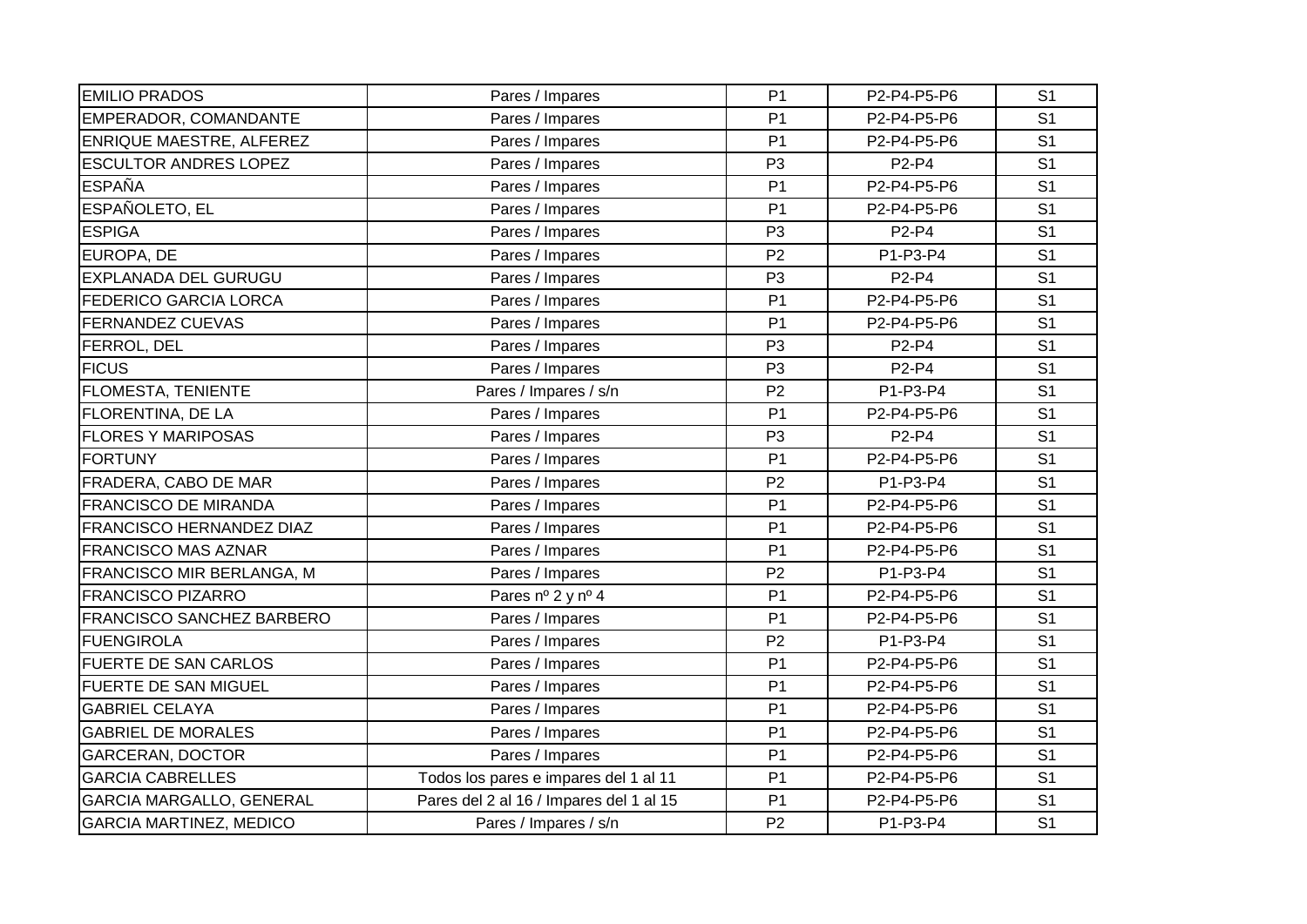| | | | | |
|---|---|---|---|---|
| EMILIO PRADOS | Pares / Impares | P1 | P2-P4-P5-P6 | S1 |
| EMPERADOR, COMANDANTE | Pares / Impares | P1 | P2-P4-P5-P6 | S1 |
| ENRIQUE MAESTRE, ALFEREZ | Pares / Impares | P1 | P2-P4-P5-P6 | S1 |
| ESCULTOR ANDRES LOPEZ | Pares / Impares | P3 | P2-P4 | S1 |
| ESPAÑA | Pares / Impares | P1 | P2-P4-P5-P6 | S1 |
| ESPAÑOLETO, EL | Pares / Impares | P1 | P2-P4-P5-P6 | S1 |
| ESPIGA | Pares / Impares | P3 | P2-P4 | S1 |
| EUROPA, DE | Pares / Impares | P2 | P1-P3-P4 | S1 |
| EXPLANADA DEL GURUGU | Pares / Impares | P3 | P2-P4 | S1 |
| FEDERICO GARCIA LORCA | Pares / Impares | P1 | P2-P4-P5-P6 | S1 |
| FERNANDEZ CUEVAS | Pares / Impares | P1 | P2-P4-P5-P6 | S1 |
| FERROL, DEL | Pares / Impares | P3 | P2-P4 | S1 |
| FICUS | Pares / Impares | P3 | P2-P4 | S1 |
| FLOMESTA, TENIENTE | Pares / Impares / s/n | P2 | P1-P3-P4 | S1 |
| FLORENTINA, DE LA | Pares / Impares | P1 | P2-P4-P5-P6 | S1 |
| FLORES Y MARIPOSAS | Pares / Impares | P3 | P2-P4 | S1 |
| FORTUNY | Pares / Impares | P1 | P2-P4-P5-P6 | S1 |
| FRADERA, CABO DE MAR | Pares / Impares | P2 | P1-P3-P4 | S1 |
| FRANCISCO DE MIRANDA | Pares / Impares | P1 | P2-P4-P5-P6 | S1 |
| FRANCISCO HERNANDEZ DIAZ | Pares / Impares | P1 | P2-P4-P5-P6 | S1 |
| FRANCISCO MAS AZNAR | Pares / Impares | P1 | P2-P4-P5-P6 | S1 |
| FRANCISCO MIR BERLANGA, M | Pares / Impares | P2 | P1-P3-P4 | S1 |
| FRANCISCO PIZARRO | Pares nº 2 y nº 4 | P1 | P2-P4-P5-P6 | S1 |
| FRANCISCO SANCHEZ BARBERO | Pares / Impares | P1 | P2-P4-P5-P6 | S1 |
| FUENGIROLA | Pares / Impares | P2 | P1-P3-P4 | S1 |
| FUERTE DE SAN CARLOS | Pares / Impares | P1 | P2-P4-P5-P6 | S1 |
| FUERTE DE SAN MIGUEL | Pares / Impares | P1 | P2-P4-P5-P6 | S1 |
| GABRIEL CELAYA | Pares / Impares | P1 | P2-P4-P5-P6 | S1 |
| GABRIEL DE MORALES | Pares / Impares | P1 | P2-P4-P5-P6 | S1 |
| GARCERAN, DOCTOR | Pares / Impares | P1 | P2-P4-P5-P6 | S1 |
| GARCIA CABRELLES | Todos los pares e impares del 1 al 11 | P1 | P2-P4-P5-P6 | S1 |
| GARCIA MARGALLO, GENERAL | Pares del 2 al 16 / Impares del 1 al 15 | P1 | P2-P4-P5-P6 | S1 |
| GARCIA MARTINEZ, MEDICO | Pares / Impares / s/n | P2 | P1-P3-P4 | S1 |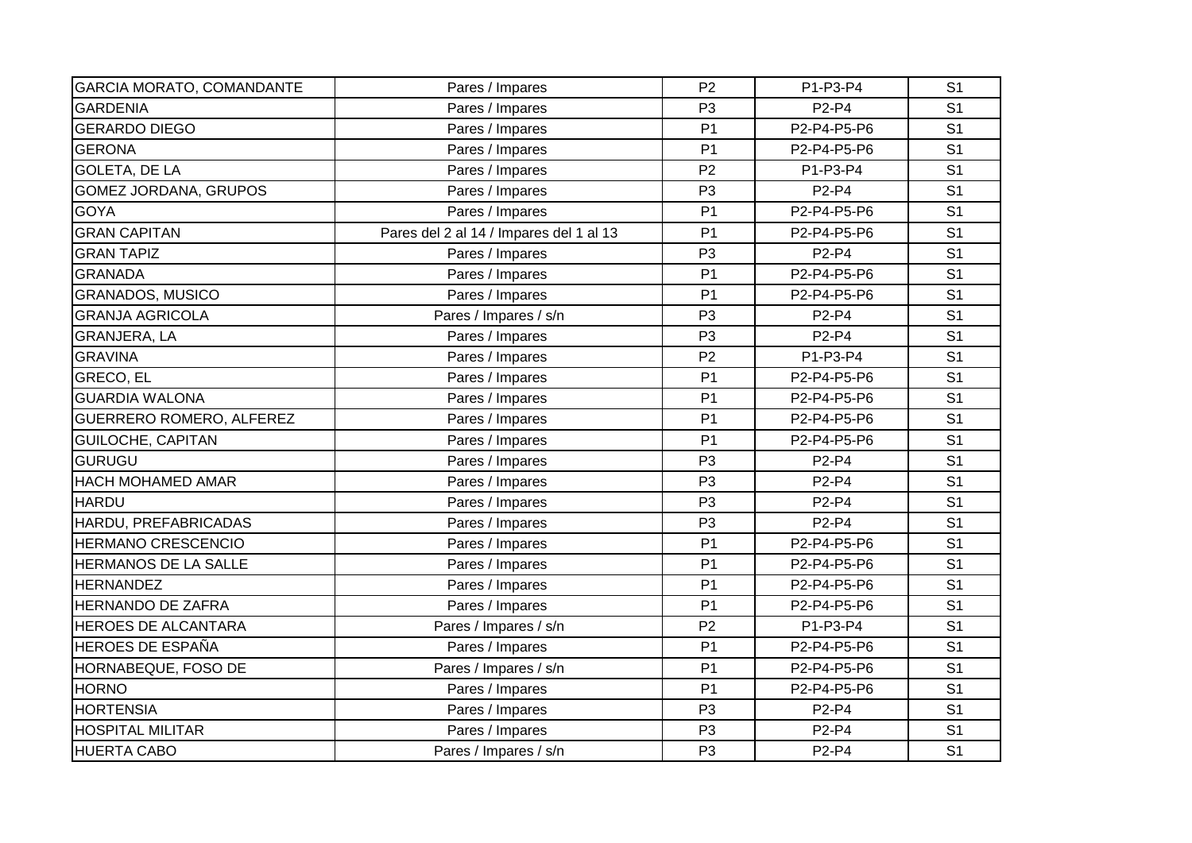| GARCIA MORATO, COMANDANTE | Pares / Impares | P2 | P1-P3-P4 | S1 |
|---|---|---|---|---|
| GARDENIA | Pares / Impares | P3 | P2-P4 | S1 |
| GERARDO DIEGO | Pares / Impares | P1 | P2-P4-P5-P6 | S1 |
| GERONA | Pares / Impares | P1 | P2-P4-P5-P6 | S1 |
| GOLETA, DE LA | Pares / Impares | P2 | P1-P3-P4 | S1 |
| GOMEZ JORDANA, GRUPOS | Pares / Impares | P3 | P2-P4 | S1 |
| GOYA | Pares / Impares | P1 | P2-P4-P5-P6 | S1 |
| GRAN CAPITAN | Pares del 2 al 14 / Impares del 1 al 13 | P1 | P2-P4-P5-P6 | S1 |
| GRAN TAPIZ | Pares / Impares | P3 | P2-P4 | S1 |
| GRANADA | Pares / Impares | P1 | P2-P4-P5-P6 | S1 |
| GRANADOS, MUSICO | Pares / Impares | P1 | P2-P4-P5-P6 | S1 |
| GRANJA AGRICOLA | Pares / Impares / s/n | P3 | P2-P4 | S1 |
| GRANJERA, LA | Pares / Impares | P3 | P2-P4 | S1 |
| GRAVINA | Pares / Impares | P2 | P1-P3-P4 | S1 |
| GRECO, EL | Pares / Impares | P1 | P2-P4-P5-P6 | S1 |
| GUARDIA WALONA | Pares / Impares | P1 | P2-P4-P5-P6 | S1 |
| GUERRERO ROMERO, ALFEREZ | Pares / Impares | P1 | P2-P4-P5-P6 | S1 |
| GUILOCHE, CAPITAN | Pares / Impares | P1 | P2-P4-P5-P6 | S1 |
| GURUGU | Pares / Impares | P3 | P2-P4 | S1 |
| HACH MOHAMED AMAR | Pares / Impares | P3 | P2-P4 | S1 |
| HARDU | Pares / Impares | P3 | P2-P4 | S1 |
| HARDU, PREFABRICADAS | Pares / Impares | P3 | P2-P4 | S1 |
| HERMANO CRESCENCIO | Pares / Impares | P1 | P2-P4-P5-P6 | S1 |
| HERMANOS DE LA SALLE | Pares / Impares | P1 | P2-P4-P5-P6 | S1 |
| HERNANDEZ | Pares / Impares | P1 | P2-P4-P5-P6 | S1 |
| HERNANDO DE ZAFRA | Pares / Impares | P1 | P2-P4-P5-P6 | S1 |
| HEROES DE ALCANTARA | Pares / Impares / s/n | P2 | P1-P3-P4 | S1 |
| HEROES DE ESPAÑA | Pares / Impares | P1 | P2-P4-P5-P6 | S1 |
| HORNABEQUE, FOSO DE | Pares / Impares / s/n | P1 | P2-P4-P5-P6 | S1 |
| HORNO | Pares / Impares | P1 | P2-P4-P5-P6 | S1 |
| HORTENSIA | Pares / Impares | P3 | P2-P4 | S1 |
| HOSPITAL MILITAR | Pares / Impares | P3 | P2-P4 | S1 |
| HUERTA CABO | Pares / Impares / s/n | P3 | P2-P4 | S1 |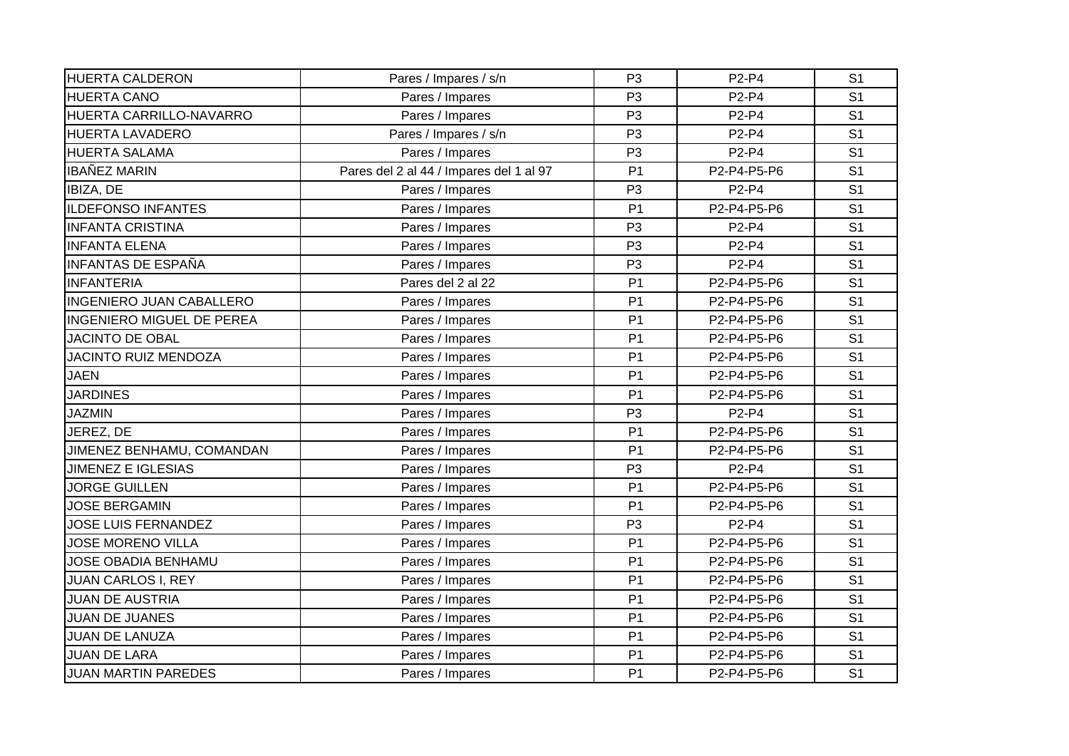| HUERTA CALDERON | Pares / Impares / s/n | P3 | P2-P4 | S1 |
|---|---|---|---|---|
| HUERTA CANO | Pares / Impares | P3 | P2-P4 | S1 |
| HUERTA CARRILLO-NAVARRO | Pares / Impares | P3 | P2-P4 | S1 |
| HUERTA LAVADERO | Pares / Impares / s/n | P3 | P2-P4 | S1 |
| HUERTA SALAMA | Pares / Impares | P3 | P2-P4 | S1 |
| IBAÑEZ MARIN | Pares del 2 al 44 / Impares del 1 al 97 | P1 | P2-P4-P5-P6 | S1 |
| IBIZA, DE | Pares / Impares | P3 | P2-P4 | S1 |
| ILDEFONSO INFANTES | Pares / Impares | P1 | P2-P4-P5-P6 | S1 |
| INFANTA CRISTINA | Pares / Impares | P3 | P2-P4 | S1 |
| INFANTA ELENA | Pares / Impares | P3 | P2-P4 | S1 |
| INFANTAS DE ESPAÑA | Pares / Impares | P3 | P2-P4 | S1 |
| INFANTERIA | Pares del 2 al 22 | P1 | P2-P4-P5-P6 | S1 |
| INGENIERO JUAN CABALLERO | Pares / Impares | P1 | P2-P4-P5-P6 | S1 |
| INGENIERO MIGUEL DE PEREA | Pares / Impares | P1 | P2-P4-P5-P6 | S1 |
| JACINTO DE OBAL | Pares / Impares | P1 | P2-P4-P5-P6 | S1 |
| JACINTO RUIZ MENDOZA | Pares / Impares | P1 | P2-P4-P5-P6 | S1 |
| JAEN | Pares / Impares | P1 | P2-P4-P5-P6 | S1 |
| JARDINES | Pares / Impares | P1 | P2-P4-P5-P6 | S1 |
| JAZMIN | Pares / Impares | P3 | P2-P4 | S1 |
| JEREZ, DE | Pares / Impares | P1 | P2-P4-P5-P6 | S1 |
| JIMENEZ BENHAMU, COMANDAN | Pares / Impares | P1 | P2-P4-P5-P6 | S1 |
| JIMENEZ E IGLESIAS | Pares / Impares | P3 | P2-P4 | S1 |
| JORGE GUILLEN | Pares / Impares | P1 | P2-P4-P5-P6 | S1 |
| JOSE BERGAMIN | Pares / Impares | P1 | P2-P4-P5-P6 | S1 |
| JOSE LUIS FERNANDEZ | Pares / Impares | P3 | P2-P4 | S1 |
| JOSE MORENO VILLA | Pares / Impares | P1 | P2-P4-P5-P6 | S1 |
| JOSE OBADIA BENHAMU | Pares / Impares | P1 | P2-P4-P5-P6 | S1 |
| JUAN CARLOS I, REY | Pares / Impares | P1 | P2-P4-P5-P6 | S1 |
| JUAN DE AUSTRIA | Pares / Impares | P1 | P2-P4-P5-P6 | S1 |
| JUAN DE JUANES | Pares / Impares | P1 | P2-P4-P5-P6 | S1 |
| JUAN DE LANUZA | Pares / Impares | P1 | P2-P4-P5-P6 | S1 |
| JUAN DE LARA | Pares / Impares | P1 | P2-P4-P5-P6 | S1 |
| JUAN MARTIN PAREDES | Pares / Impares | P1 | P2-P4-P5-P6 | S1 |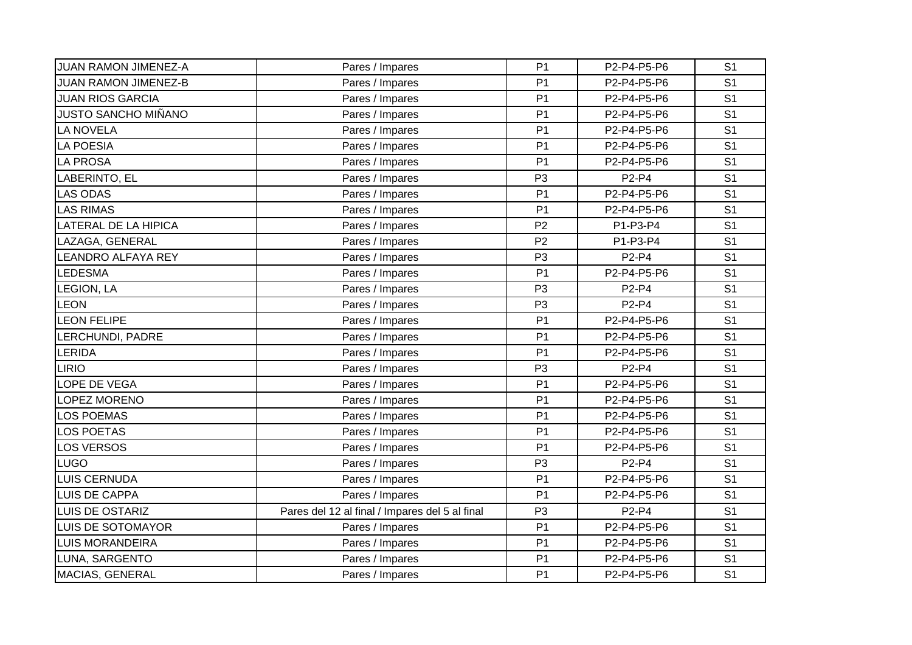| JUAN RAMON JIMENEZ-A | Pares / Impares | P1 | P2-P4-P5-P6 | S1 |
|---|---|---|---|---|
| JUAN RAMON JIMENEZ-B | Pares / Impares | P1 | P2-P4-P5-P6 | S1 |
| JUAN RIOS GARCIA | Pares / Impares | P1 | P2-P4-P5-P6 | S1 |
| JUSTO SANCHO MIÑANO | Pares / Impares | P1 | P2-P4-P5-P6 | S1 |
| LA NOVELA | Pares / Impares | P1 | P2-P4-P5-P6 | S1 |
| LA POESIA | Pares / Impares | P1 | P2-P4-P5-P6 | S1 |
| LA PROSA | Pares / Impares | P1 | P2-P4-P5-P6 | S1 |
| LABERINTO, EL | Pares / Impares | P3 | P2-P4 | S1 |
| LAS ODAS | Pares / Impares | P1 | P2-P4-P5-P6 | S1 |
| LAS RIMAS | Pares / Impares | P1 | P2-P4-P5-P6 | S1 |
| LATERAL DE LA HIPICA | Pares / Impares | P2 | P1-P3-P4 | S1 |
| LAZAGA, GENERAL | Pares / Impares | P2 | P1-P3-P4 | S1 |
| LEANDRO ALFAYA REY | Pares / Impares | P3 | P2-P4 | S1 |
| LEDESMA | Pares / Impares | P1 | P2-P4-P5-P6 | S1 |
| LEGION, LA | Pares / Impares | P3 | P2-P4 | S1 |
| LEON | Pares / Impares | P3 | P2-P4 | S1 |
| LEON FELIPE | Pares / Impares | P1 | P2-P4-P5-P6 | S1 |
| LERCHUNDI, PADRE | Pares / Impares | P1 | P2-P4-P5-P6 | S1 |
| LERIDA | Pares / Impares | P1 | P2-P4-P5-P6 | S1 |
| LIRIO | Pares / Impares | P3 | P2-P4 | S1 |
| LOPE DE VEGA | Pares / Impares | P1 | P2-P4-P5-P6 | S1 |
| LOPEZ MORENO | Pares / Impares | P1 | P2-P4-P5-P6 | S1 |
| LOS POEMAS | Pares / Impares | P1 | P2-P4-P5-P6 | S1 |
| LOS POETAS | Pares / Impares | P1 | P2-P4-P5-P6 | S1 |
| LOS VERSOS | Pares / Impares | P1 | P2-P4-P5-P6 | S1 |
| LUGO | Pares / Impares | P3 | P2-P4 | S1 |
| LUIS CERNUDA | Pares / Impares | P1 | P2-P4-P5-P6 | S1 |
| LUIS DE CAPPA | Pares / Impares | P1 | P2-P4-P5-P6 | S1 |
| LUIS DE OSTARIZ | Pares del 12 al final / Impares del 5 al final | P3 | P2-P4 | S1 |
| LUIS DE SOTOMAYOR | Pares / Impares | P1 | P2-P4-P5-P6 | S1 |
| LUIS MORANDEIRA | Pares / Impares | P1 | P2-P4-P5-P6 | S1 |
| LUNA, SARGENTO | Pares / Impares | P1 | P2-P4-P5-P6 | S1 |
| MACIAS, GENERAL | Pares / Impares | P1 | P2-P4-P5-P6 | S1 |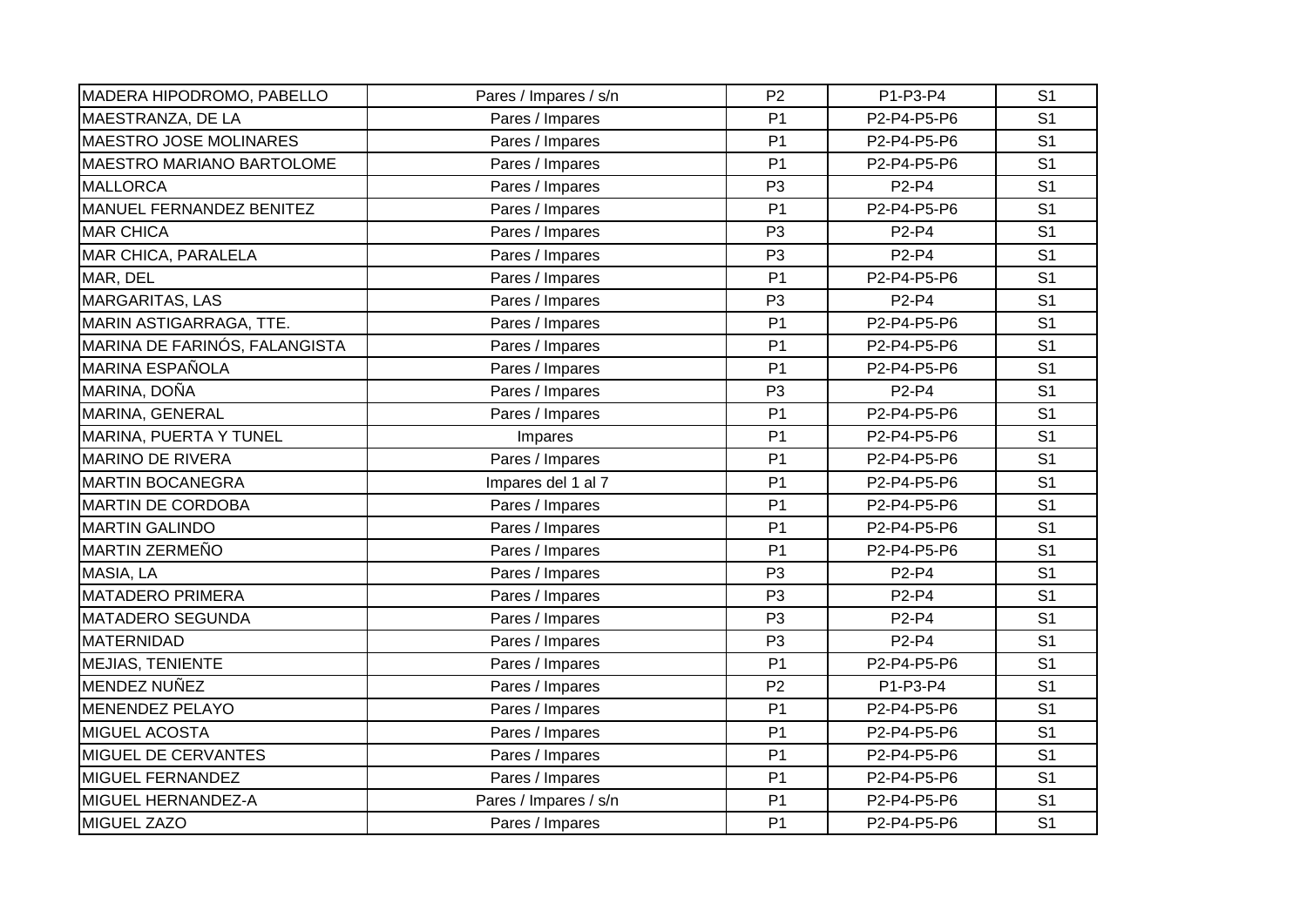| MADERA HIPODROMO, PABELLO | Pares / Impares / s/n | P2 | P1-P3-P4 | S1 |
|---|---|---|---|---|
| MAESTRANZA, DE LA | Pares / Impares | P1 | P2-P4-P5-P6 | S1 |
| MAESTRO JOSE MOLINARES | Pares / Impares | P1 | P2-P4-P5-P6 | S1 |
| MAESTRO MARIANO BARTOLOME | Pares / Impares | P1 | P2-P4-P5-P6 | S1 |
| MALLORCA | Pares / Impares | P3 | P2-P4 | S1 |
| MANUEL FERNANDEZ BENITEZ | Pares / Impares | P1 | P2-P4-P5-P6 | S1 |
| MAR CHICA | Pares / Impares | P3 | P2-P4 | S1 |
| MAR CHICA, PARALELA | Pares / Impares | P3 | P2-P4 | S1 |
| MAR, DEL | Pares / Impares | P1 | P2-P4-P5-P6 | S1 |
| MARGARITAS, LAS | Pares / Impares | P3 | P2-P4 | S1 |
| MARIN ASTIGARRAGA, TTE. | Pares / Impares | P1 | P2-P4-P5-P6 | S1 |
| MARINA DE FARINÓS, FALANGISTA | Pares / Impares | P1 | P2-P4-P5-P6 | S1 |
| MARINA ESPAÑOLA | Pares / Impares | P1 | P2-P4-P5-P6 | S1 |
| MARINA, DOÑA | Pares / Impares | P3 | P2-P4 | S1 |
| MARINA, GENERAL | Pares / Impares | P1 | P2-P4-P5-P6 | S1 |
| MARINA, PUERTA Y TUNEL | Impares | P1 | P2-P4-P5-P6 | S1 |
| MARINO DE RIVERA | Pares / Impares | P1 | P2-P4-P5-P6 | S1 |
| MARTIN BOCANEGRA | Impares del 1 al 7 | P1 | P2-P4-P5-P6 | S1 |
| MARTIN DE CORDOBA | Pares / Impares | P1 | P2-P4-P5-P6 | S1 |
| MARTIN GALINDO | Pares / Impares | P1 | P2-P4-P5-P6 | S1 |
| MARTIN ZERMEÑO | Pares / Impares | P1 | P2-P4-P5-P6 | S1 |
| MASIA, LA | Pares / Impares | P3 | P2-P4 | S1 |
| MATADERO PRIMERA | Pares / Impares | P3 | P2-P4 | S1 |
| MATADERO SEGUNDA | Pares / Impares | P3 | P2-P4 | S1 |
| MATERNIDAD | Pares / Impares | P3 | P2-P4 | S1 |
| MEJIAS, TENIENTE | Pares / Impares | P1 | P2-P4-P5-P6 | S1 |
| MENDEZ NUÑEZ | Pares / Impares | P2 | P1-P3-P4 | S1 |
| MENENDEZ PELAYO | Pares / Impares | P1 | P2-P4-P5-P6 | S1 |
| MIGUEL ACOSTA | Pares / Impares | P1 | P2-P4-P5-P6 | S1 |
| MIGUEL DE CERVANTES | Pares / Impares | P1 | P2-P4-P5-P6 | S1 |
| MIGUEL FERNANDEZ | Pares / Impares | P1 | P2-P4-P5-P6 | S1 |
| MIGUEL HERNANDEZ-A | Pares / Impares / s/n | P1 | P2-P4-P5-P6 | S1 |
| MIGUEL ZAZO | Pares / Impares | P1 | P2-P4-P5-P6 | S1 |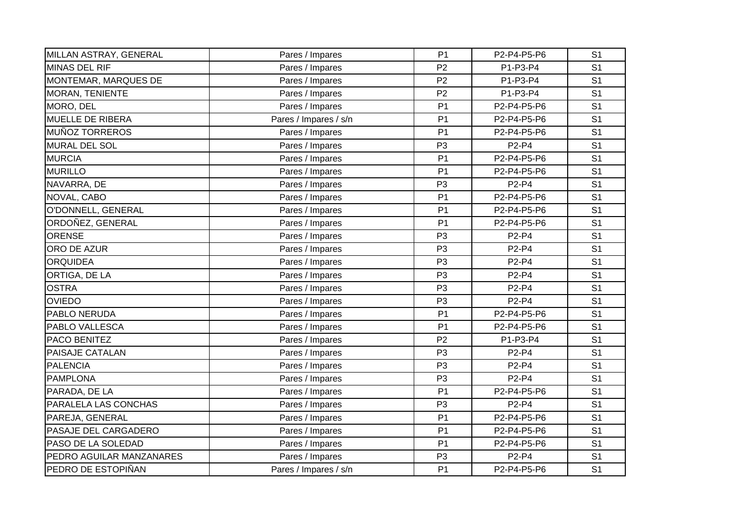| | | | | |
|---|---|---|---|---|
| MILLAN ASTRAY, GENERAL | Pares / Impares | P1 | P2-P4-P5-P6 | S1 |
| MINAS DEL RIF | Pares / Impares | P2 | P1-P3-P4 | S1 |
| MONTEMAR, MARQUES DE | Pares / Impares | P2 | P1-P3-P4 | S1 |
| MORAN, TENIENTE | Pares / Impares | P2 | P1-P3-P4 | S1 |
| MORO, DEL | Pares / Impares | P1 | P2-P4-P5-P6 | S1 |
| MUELLE DE RIBERA | Pares / Impares / s/n | P1 | P2-P4-P5-P6 | S1 |
| MUÑOZ TORREROS | Pares / Impares | P1 | P2-P4-P5-P6 | S1 |
| MURAL DEL SOL | Pares / Impares | P3 | P2-P4 | S1 |
| MURCIA | Pares / Impares | P1 | P2-P4-P5-P6 | S1 |
| MURILLO | Pares / Impares | P1 | P2-P4-P5-P6 | S1 |
| NAVARRA, DE | Pares / Impares | P3 | P2-P4 | S1 |
| NOVAL, CABO | Pares / Impares | P1 | P2-P4-P5-P6 | S1 |
| O'DONNELL, GENERAL | Pares / Impares | P1 | P2-P4-P5-P6 | S1 |
| ORDOÑEZ, GENERAL | Pares / Impares | P1 | P2-P4-P5-P6 | S1 |
| ORENSE | Pares / Impares | P3 | P2-P4 | S1 |
| ORO DE AZUR | Pares / Impares | P3 | P2-P4 | S1 |
| ORQUIDEA | Pares / Impares | P3 | P2-P4 | S1 |
| ORTIGA, DE LA | Pares / Impares | P3 | P2-P4 | S1 |
| OSTRA | Pares / Impares | P3 | P2-P4 | S1 |
| OVIEDO | Pares / Impares | P3 | P2-P4 | S1 |
| PABLO NERUDA | Pares / Impares | P1 | P2-P4-P5-P6 | S1 |
| PABLO VALLESCA | Pares / Impares | P1 | P2-P4-P5-P6 | S1 |
| PACO BENITEZ | Pares / Impares | P2 | P1-P3-P4 | S1 |
| PAISAJE CATALAN | Pares / Impares | P3 | P2-P4 | S1 |
| PALENCIA | Pares / Impares | P3 | P2-P4 | S1 |
| PAMPLONA | Pares / Impares | P3 | P2-P4 | S1 |
| PARADA, DE LA | Pares / Impares | P1 | P2-P4-P5-P6 | S1 |
| PARALELA LAS CONCHAS | Pares / Impares | P3 | P2-P4 | S1 |
| PAREJA, GENERAL | Pares / Impares | P1 | P2-P4-P5-P6 | S1 |
| PASAJE DEL CARGADERO | Pares / Impares | P1 | P2-P4-P5-P6 | S1 |
| PASO DE LA SOLEDAD | Pares / Impares | P1 | P2-P4-P5-P6 | S1 |
| PEDRO AGUILAR MANZANARES | Pares / Impares | P3 | P2-P4 | S1 |
| PEDRO DE ESTOPIÑAN | Pares / Impares / s/n | P1 | P2-P4-P5-P6 | S1 |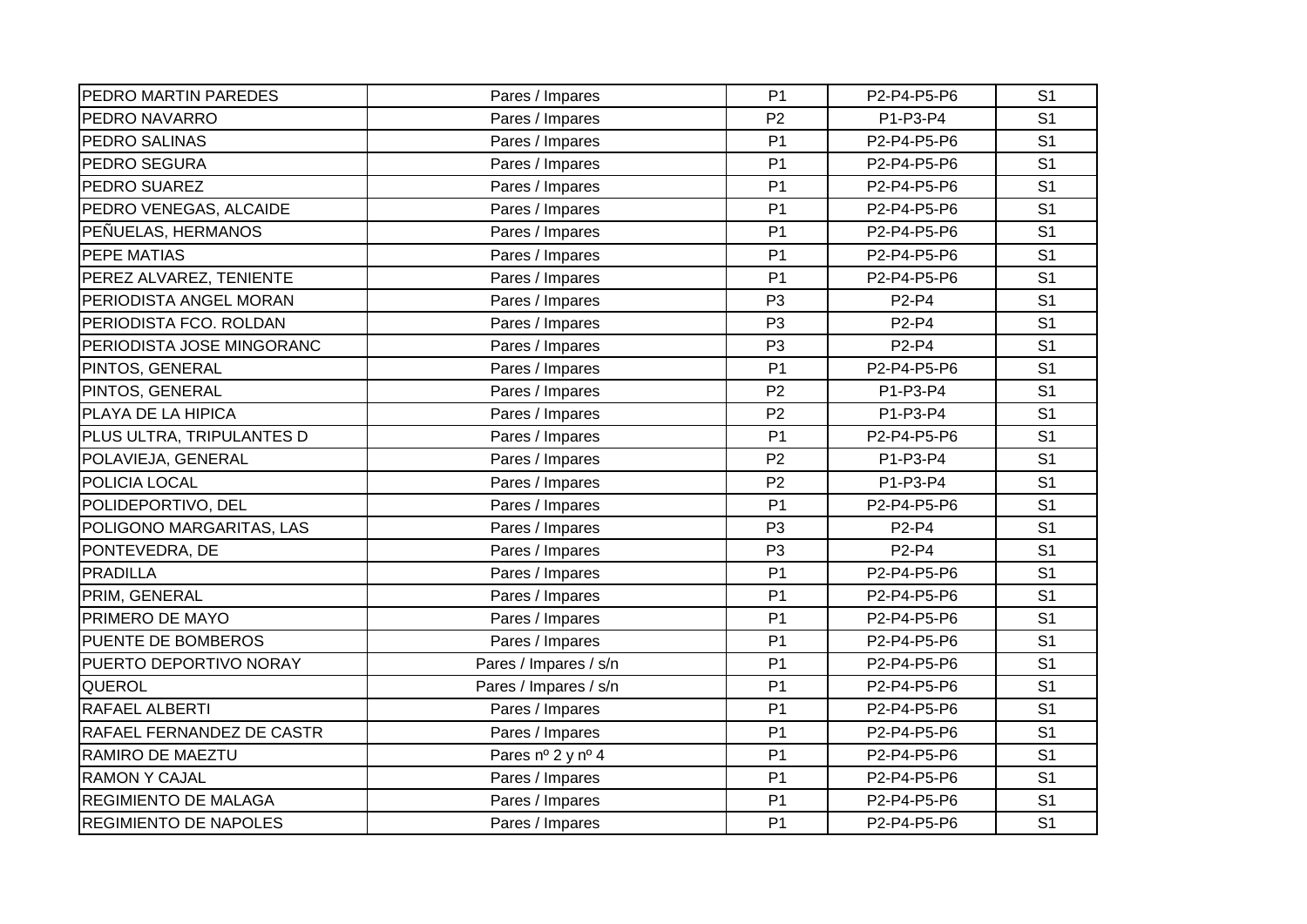| | | | | |
|---|---|---|---|---|
| PEDRO MARTIN PAREDES | Pares / Impares | P1 | P2-P4-P5-P6 | S1 |
| PEDRO NAVARRO | Pares / Impares | P2 | P1-P3-P4 | S1 |
| PEDRO SALINAS | Pares / Impares | P1 | P2-P4-P5-P6 | S1 |
| PEDRO SEGURA | Pares / Impares | P1 | P2-P4-P5-P6 | S1 |
| PEDRO SUAREZ | Pares / Impares | P1 | P2-P4-P5-P6 | S1 |
| PEDRO VENEGAS, ALCAIDE | Pares / Impares | P1 | P2-P4-P5-P6 | S1 |
| PEÑUELAS, HERMANOS | Pares / Impares | P1 | P2-P4-P5-P6 | S1 |
| PEPE MATIAS | Pares / Impares | P1 | P2-P4-P5-P6 | S1 |
| PEREZ ALVAREZ, TENIENTE | Pares / Impares | P1 | P2-P4-P5-P6 | S1 |
| PERIODISTA ANGEL MORAN | Pares / Impares | P3 | P2-P4 | S1 |
| PERIODISTA FCO. ROLDAN | Pares / Impares | P3 | P2-P4 | S1 |
| PERIODISTA JOSE MINGORANC | Pares / Impares | P3 | P2-P4 | S1 |
| PINTOS, GENERAL | Pares / Impares | P1 | P2-P4-P5-P6 | S1 |
| PINTOS, GENERAL | Pares / Impares | P2 | P1-P3-P4 | S1 |
| PLAYA DE LA HIPICA | Pares / Impares | P2 | P1-P3-P4 | S1 |
| PLUS ULTRA, TRIPULANTES D | Pares / Impares | P1 | P2-P4-P5-P6 | S1 |
| POLAVIEJA, GENERAL | Pares / Impares | P2 | P1-P3-P4 | S1 |
| POLICIA LOCAL | Pares / Impares | P2 | P1-P3-P4 | S1 |
| POLIDEPORTIVO, DEL | Pares / Impares | P1 | P2-P4-P5-P6 | S1 |
| POLIGONO MARGARITAS, LAS | Pares / Impares | P3 | P2-P4 | S1 |
| PONTEVEDRA, DE | Pares / Impares | P3 | P2-P4 | S1 |
| PRADILLA | Pares / Impares | P1 | P2-P4-P5-P6 | S1 |
| PRIM, GENERAL | Pares / Impares | P1 | P2-P4-P5-P6 | S1 |
| PRIMERO DE MAYO | Pares / Impares | P1 | P2-P4-P5-P6 | S1 |
| PUENTE DE BOMBEROS | Pares / Impares | P1 | P2-P4-P5-P6 | S1 |
| PUERTO DEPORTIVO NORAY | Pares / Impares / s/n | P1 | P2-P4-P5-P6 | S1 |
| QUEROL | Pares / Impares / s/n | P1 | P2-P4-P5-P6 | S1 |
| RAFAEL ALBERTI | Pares / Impares | P1 | P2-P4-P5-P6 | S1 |
| RAFAEL FERNANDEZ DE CASTR | Pares / Impares | P1 | P2-P4-P5-P6 | S1 |
| RAMIRO DE MAEZTU | Pares nº 2 y nº 4 | P1 | P2-P4-P5-P6 | S1 |
| RAMON Y CAJAL | Pares / Impares | P1 | P2-P4-P5-P6 | S1 |
| REGIMIENTO DE MALAGA | Pares / Impares | P1 | P2-P4-P5-P6 | S1 |
| REGIMIENTO DE NAPOLES | Pares / Impares | P1 | P2-P4-P5-P6 | S1 |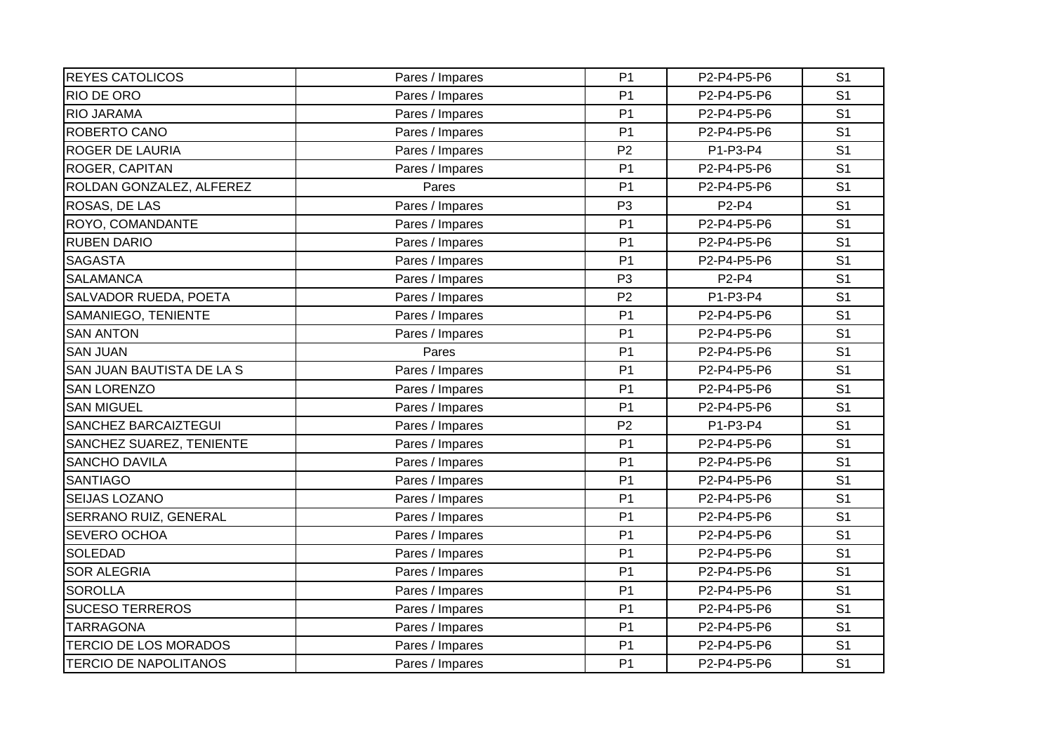| REYES CATOLICOS | Pares / Impares | P1 | P2-P4-P5-P6 | S1 |
|---|---|---|---|---|
| RIO DE ORO | Pares / Impares | P1 | P2-P4-P5-P6 | S1 |
| RIO JARAMA | Pares / Impares | P1 | P2-P4-P5-P6 | S1 |
| ROBERTO CANO | Pares / Impares | P1 | P2-P4-P5-P6 | S1 |
| ROGER DE LAURIA | Pares / Impares | P2 | P1-P3-P4 | S1 |
| ROGER, CAPITAN | Pares / Impares | P1 | P2-P4-P5-P6 | S1 |
| ROLDAN GONZALEZ, ALFEREZ | Pares | P1 | P2-P4-P5-P6 | S1 |
| ROSAS, DE LAS | Pares / Impares | P3 | P2-P4 | S1 |
| ROYO, COMANDANTE | Pares / Impares | P1 | P2-P4-P5-P6 | S1 |
| RUBEN DARIO | Pares / Impares | P1 | P2-P4-P5-P6 | S1 |
| SAGASTA | Pares / Impares | P1 | P2-P4-P5-P6 | S1 |
| SALAMANCA | Pares / Impares | P3 | P2-P4 | S1 |
| SALVADOR RUEDA, POETA | Pares / Impares | P2 | P1-P3-P4 | S1 |
| SAMANIEGO, TENIENTE | Pares / Impares | P1 | P2-P4-P5-P6 | S1 |
| SAN ANTON | Pares / Impares | P1 | P2-P4-P5-P6 | S1 |
| SAN JUAN | Pares | P1 | P2-P4-P5-P6 | S1 |
| SAN JUAN BAUTISTA DE LA S | Pares / Impares | P1 | P2-P4-P5-P6 | S1 |
| SAN LORENZO | Pares / Impares | P1 | P2-P4-P5-P6 | S1 |
| SAN MIGUEL | Pares / Impares | P1 | P2-P4-P5-P6 | S1 |
| SANCHEZ BARCAIZTEGUI | Pares / Impares | P2 | P1-P3-P4 | S1 |
| SANCHEZ SUAREZ, TENIENTE | Pares / Impares | P1 | P2-P4-P5-P6 | S1 |
| SANCHO DAVILA | Pares / Impares | P1 | P2-P4-P5-P6 | S1 |
| SANTIAGO | Pares / Impares | P1 | P2-P4-P5-P6 | S1 |
| SEIJAS LOZANO | Pares / Impares | P1 | P2-P4-P5-P6 | S1 |
| SERRANO RUIZ, GENERAL | Pares / Impares | P1 | P2-P4-P5-P6 | S1 |
| SEVERO OCHOA | Pares / Impares | P1 | P2-P4-P5-P6 | S1 |
| SOLEDAD | Pares / Impares | P1 | P2-P4-P5-P6 | S1 |
| SOR ALEGRIA | Pares / Impares | P1 | P2-P4-P5-P6 | S1 |
| SOROLLA | Pares / Impares | P1 | P2-P4-P5-P6 | S1 |
| SUCESO TERREROS | Pares / Impares | P1 | P2-P4-P5-P6 | S1 |
| TARRAGONA | Pares / Impares | P1 | P2-P4-P5-P6 | S1 |
| TERCIO DE LOS MORADOS | Pares / Impares | P1 | P2-P4-P5-P6 | S1 |
| TERCIO DE NAPOLITANOS | Pares / Impares | P1 | P2-P4-P5-P6 | S1 |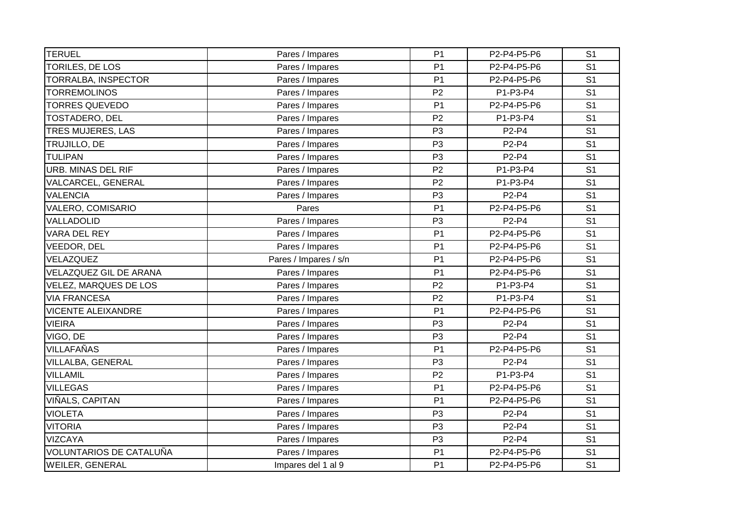| | | | | |
|---|---|---|---|---|
| TERUEL | Pares / Impares | P1 | P2-P4-P5-P6 | S1 |
| TORILES, DE LOS | Pares / Impares | P1 | P2-P4-P5-P6 | S1 |
| TORRALBA, INSPECTOR | Pares / Impares | P1 | P2-P4-P5-P6 | S1 |
| TORREMOLINOS | Pares / Impares | P2 | P1-P3-P4 | S1 |
| TORRES QUEVEDO | Pares / Impares | P1 | P2-P4-P5-P6 | S1 |
| TOSTADERO, DEL | Pares / Impares | P2 | P1-P3-P4 | S1 |
| TRES MUJERES, LAS | Pares / Impares | P3 | P2-P4 | S1 |
| TRUJILLO, DE | Pares / Impares | P3 | P2-P4 | S1 |
| TULIPAN | Pares / Impares | P3 | P2-P4 | S1 |
| URB. MINAS DEL RIF | Pares / Impares | P2 | P1-P3-P4 | S1 |
| VALCARCEL, GENERAL | Pares / Impares | P2 | P1-P3-P4 | S1 |
| VALENCIA | Pares / Impares | P3 | P2-P4 | S1 |
| VALERO, COMISARIO | Pares | P1 | P2-P4-P5-P6 | S1 |
| VALLADOLID | Pares / Impares | P3 | P2-P4 | S1 |
| VARA DEL REY | Pares / Impares | P1 | P2-P4-P5-P6 | S1 |
| VEEDOR, DEL | Pares / Impares | P1 | P2-P4-P5-P6 | S1 |
| VELAZQUEZ | Pares / Impares / s/n | P1 | P2-P4-P5-P6 | S1 |
| VELAZQUEZ GIL DE ARANA | Pares / Impares | P1 | P2-P4-P5-P6 | S1 |
| VELEZ, MARQUES DE LOS | Pares / Impares | P2 | P1-P3-P4 | S1 |
| VIA FRANCESA | Pares / Impares | P2 | P1-P3-P4 | S1 |
| VICENTE ALEIXANDRE | Pares / Impares | P1 | P2-P4-P5-P6 | S1 |
| VIEIRA | Pares / Impares | P3 | P2-P4 | S1 |
| VIGO, DE | Pares / Impares | P3 | P2-P4 | S1 |
| VILLAFAÑAS | Pares / Impares | P1 | P2-P4-P5-P6 | S1 |
| VILLALBA, GENERAL | Pares / Impares | P3 | P2-P4 | S1 |
| VILLAMIL | Pares / Impares | P2 | P1-P3-P4 | S1 |
| VILLEGAS | Pares / Impares | P1 | P2-P4-P5-P6 | S1 |
| VIÑALS, CAPITAN | Pares / Impares | P1 | P2-P4-P5-P6 | S1 |
| VIOLETA | Pares / Impares | P3 | P2-P4 | S1 |
| VITORIA | Pares / Impares | P3 | P2-P4 | S1 |
| VIZCAYA | Pares / Impares | P3 | P2-P4 | S1 |
| VOLUNTARIOS DE CATALUÑA | Pares / Impares | P1 | P2-P4-P5-P6 | S1 |
| WEILER, GENERAL | Impares del 1 al 9 | P1 | P2-P4-P5-P6 | S1 |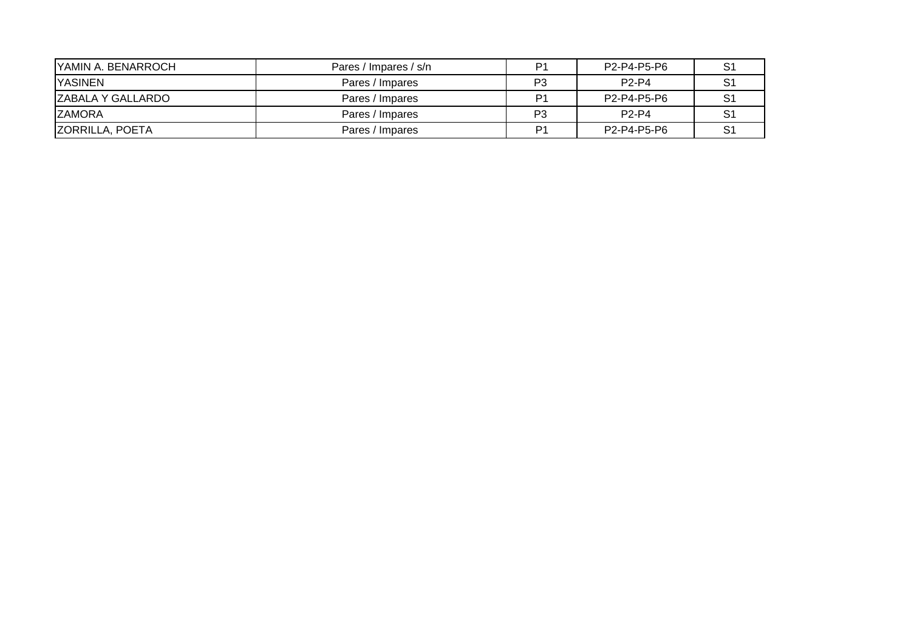| | | | | |
|---|---|---|---|---|
| YAMIN A. BENARROCH | Pares / Impares / s/n | P1 | P2-P4-P5-P6 | S1 |
| YASINEN | Pares / Impares | P3 | P2-P4 | S1 |
| ZABALA Y GALLARDO | Pares / Impares | P1 | P2-P4-P5-P6 | S1 |
| ZAMORA | Pares / Impares | P3 | P2-P4 | S1 |
| ZORRILLA, POETA | Pares / Impares | P1 | P2-P4-P5-P6 | S1 |